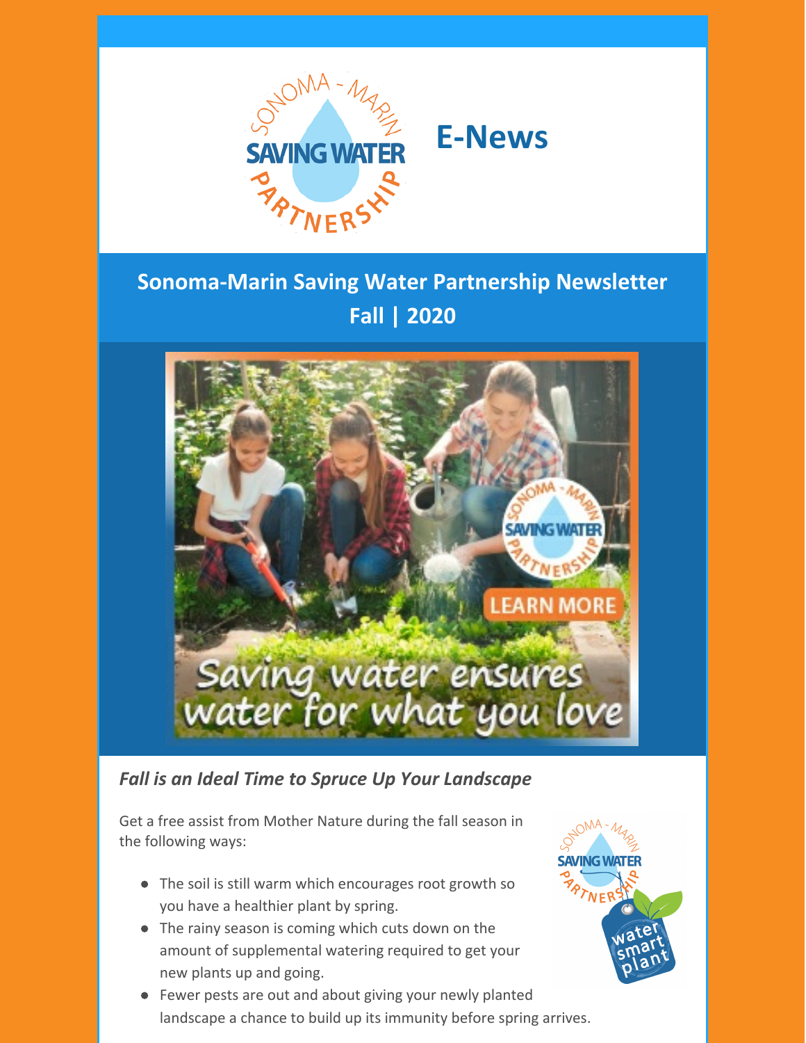# E-News

## Sonoma-Marin Saving Water Partnership Newsletter
## Fall | 2020

### *Fall is an Ideal Time to Spruce Up Your Landscape*

Get a free assist from Mother Nature during the fall season in the following ways:

- The soil is still warm which encourages root growth so you have a healthier plant by spring.
- The rainy season is coming which cuts down on the amount of supplemental watering required to get your new plants up and going.
- Fewer pests are out and about giving your newly planted landscape a chance to build up its immunity before spring arrives.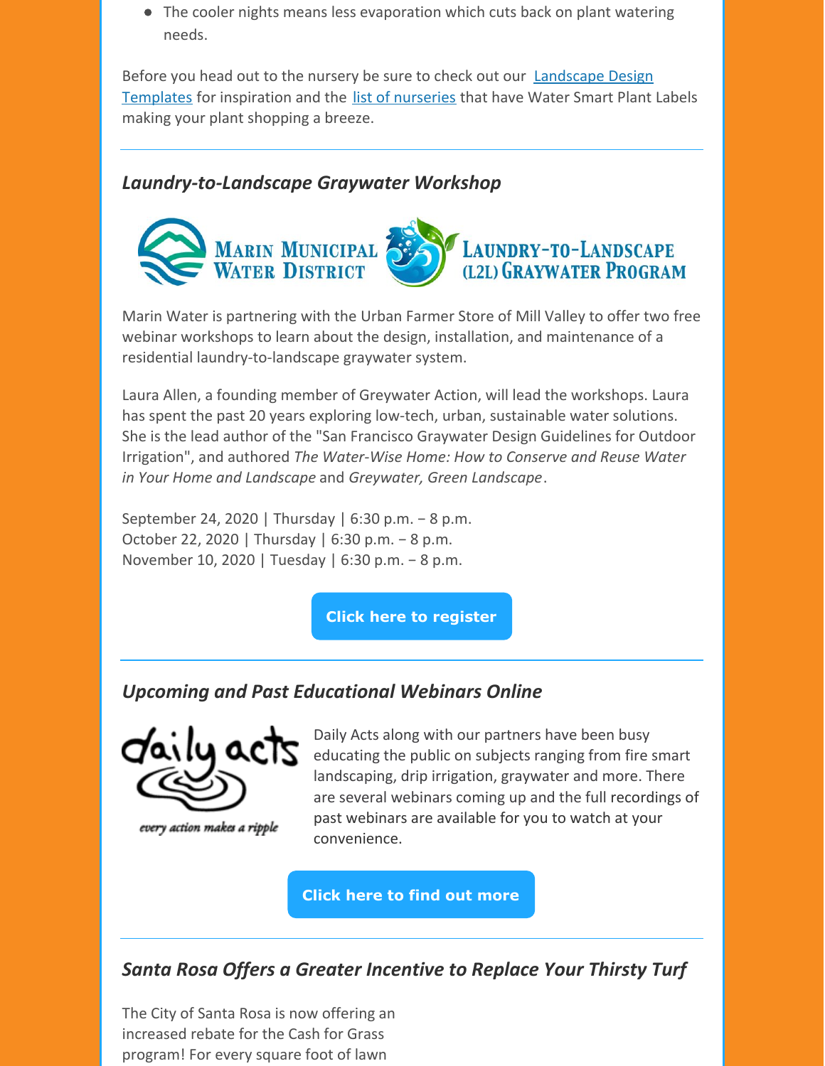- The cooler nights means less evaporation which cuts back on plant watering needs.

Before you head out to the nursery be sure to check out our [Landscape Design Templates]() for inspiration and the [list of nurseries]() that have Water Smart Plant Labels making your plant shopping a breeze.

---

### *Laundry-to-Landscape Graywater Workshop*

Marin Water is partnering with the Urban Farmer Store of Mill Valley to offer two free webinar workshops to learn about the design, installation, and maintenance of a residential laundry-to-landscape graywater system.

Laura Allen, a founding member of Greywater Action, will lead the workshops. Laura has spent the past 20 years exploring low-tech, urban, sustainable water solutions. She is the lead author of the "San Francisco Graywater Design Guidelines for Outdoor Irrigation", and authored *The Water-Wise Home: How to Conserve and Reuse Water in Your Home and Landscape* and *Greywater, Green Landscape*.

September 24, 2020 | Thursday | 6:30 p.m. – 8 p.m.
October 22, 2020 | Thursday | 6:30 p.m. – 8 p.m.
November 10, 2020 | Tuesday | 6:30 p.m. – 8 p.m.

**Click here to register**

---

### *Upcoming and Past Educational Webinars Online*

Daily Acts along with our partners have been busy educating the public on subjects ranging from fire smart landscaping, drip irrigation, graywater and more. There are several webinars coming up and the full recordings of past webinars are available for you to watch at your convenience.

**Click here to find out more**

---

### *Santa Rosa Offers a Greater Incentive to Replace Your Thirsty Turf*

The City of Santa Rosa is now offering an increased rebate for the Cash for Grass program! For every square foot of lawn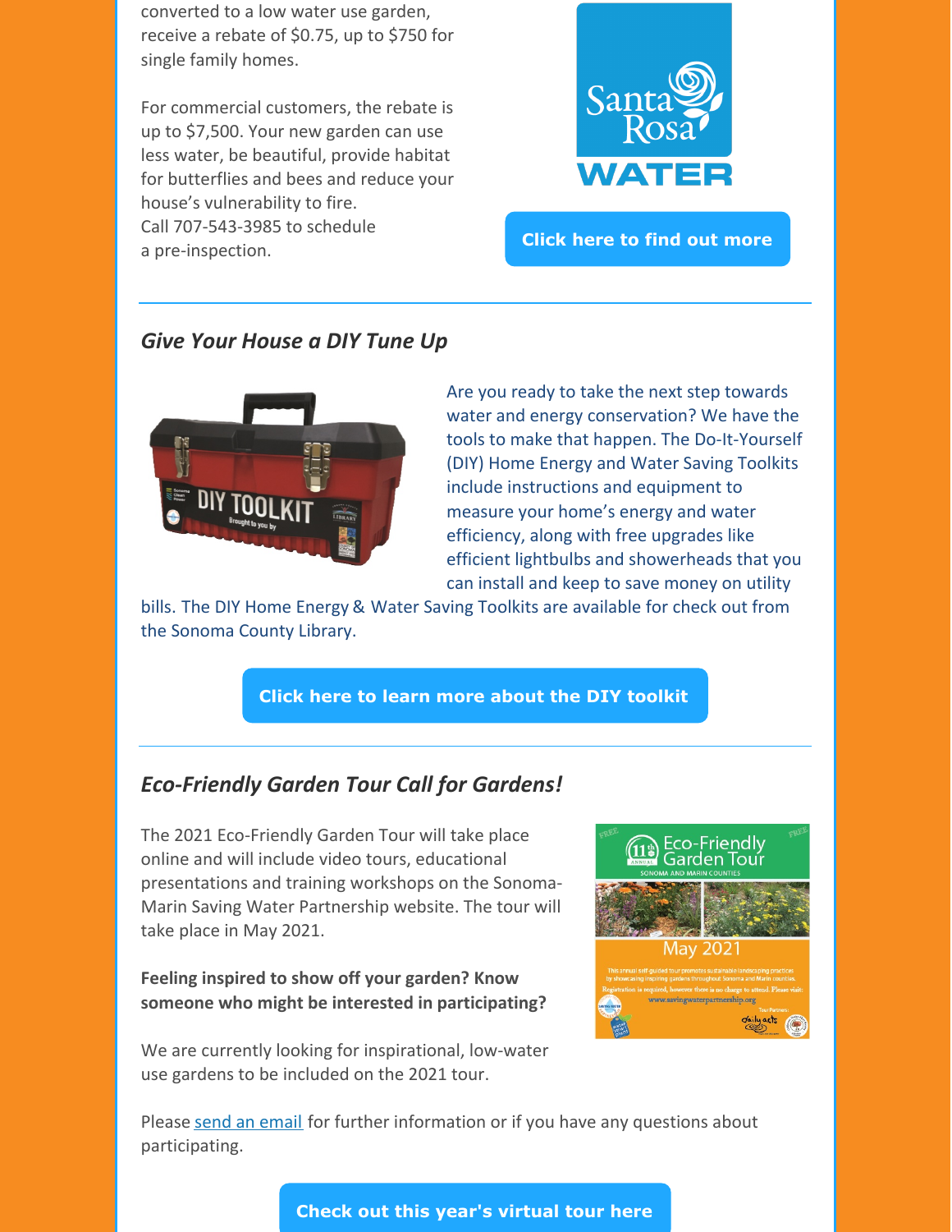converted to a low water use garden, receive a rebate of $0.75, up to $750 for single family homes.

For commercial customers, the rebate is up to $7,500. Your new garden can use less water, be beautiful, provide habitat for butterflies and bees and reduce your house's vulnerability to fire.
Call 707-543-3985 to schedule a pre-inspection.

Click here to find out more

---

### *Give Your House a DIY Tune Up*

Are you ready to take the next step towards water and energy conservation? We have the tools to make that happen. The Do-It-Yourself (DIY) Home Energy and Water Saving Toolkits include instructions and equipment to measure your home's energy and water efficiency, along with free upgrades like efficient lightbulbs and showerheads that you can install and keep to save money on utility bills. The DIY Home Energy & Water Saving Toolkits are available for check out from the Sonoma County Library.

Click here to learn more about the DIY toolkit

---

### *Eco-Friendly Garden Tour Call for Gardens!*

The 2021 Eco-Friendly Garden Tour will take place online and will include video tours, educational presentations and training workshops on the Sonoma-Marin Saving Water Partnership website. The tour will take place in May 2021.

**Feeling inspired to show off your garden? Know someone who might be interested in participating?**

We are currently looking for inspirational, low-water use gardens to be included on the 2021 tour.

Please send an email for further information or if you have any questions about participating.

Check out this year's virtual tour here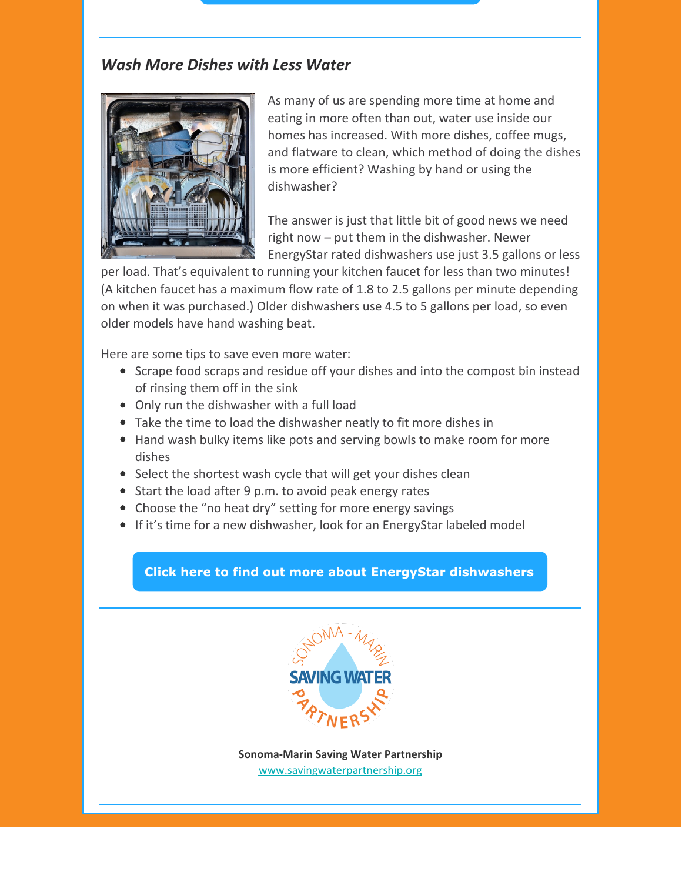### *Wash More Dishes with Less Water*

As many of us are spending more time at home and eating in more often than out, water use inside our homes has increased. With more dishes, coffee mugs, and flatware to clean, which method of doing the dishes is more efficient? Washing by hand or using the dishwasher?

The answer is just that little bit of good news we need right now – put them in the dishwasher. Newer EnergyStar rated dishwashers use just 3.5 gallons or less per load. That's equivalent to running your kitchen faucet for less than two minutes! (A kitchen faucet has a maximum flow rate of 1.8 to 2.5 gallons per minute depending on when it was purchased.) Older dishwashers use 4.5 to 5 gallons per load, so even older models have hand washing beat.

Here are some tips to save even more water:

- Scrape food scraps and residue off your dishes and into the compost bin instead of rinsing them off in the sink
- Only run the dishwasher with a full load
- Take the time to load the dishwasher neatly to fit more dishes in
- Hand wash bulky items like pots and serving bowls to make room for more dishes
- Select the shortest wash cycle that will get your dishes clean
- Start the load after 9 p.m. to avoid peak energy rates
- Choose the "no heat dry" setting for more energy savings
- If it's time for a new dishwasher, look for an EnergyStar labeled model

**Click here to find out more about EnergyStar dishwashers**

**Sonoma-Marin Saving Water Partnership**
www.savingwaterpartnership.org